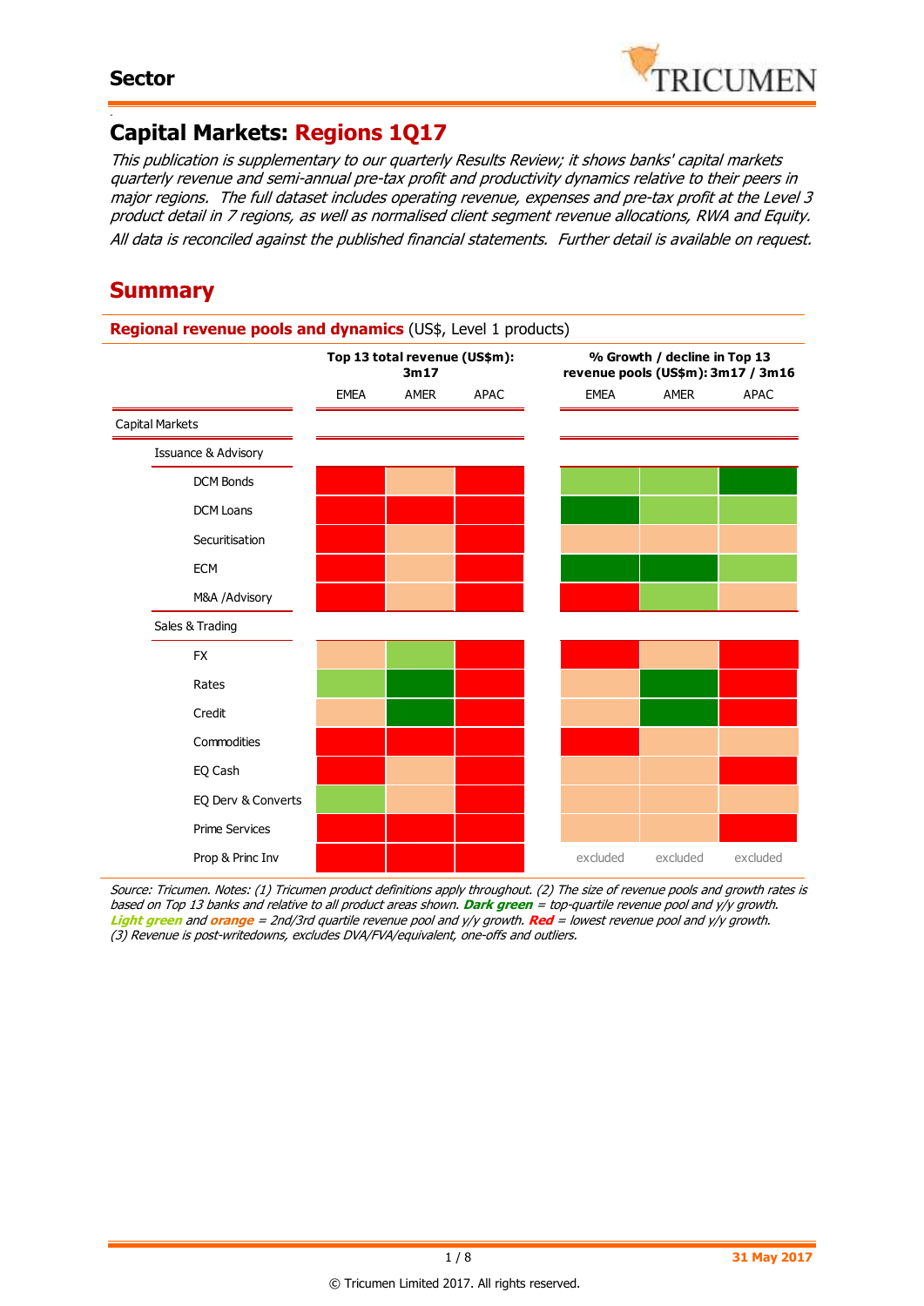# Capital Markets: Regions 1Q17

*This publication is supplementary to our quarterly Results Review; it shows banks' capital markets quarterly revenue and semi-annual pre-tax profit and productivity dynamics relative to their peers in major regions. The full dataset includes operating revenue, expenses and pre-tax profit at the Level 3 product detail in 7 regions, as well as normalised client segment revenue allocations, RWA and Equity.*

*All data is reconciled against the published financial statements. Further detail is available on request.*

## Summary

**Regional revenue pools and dynamics** (US$, Level 1 products)

| | **Top 13 total revenue (US$m): 3m17** | | | **% Growth / decline in Top 13 revenue pools (US$m): 3m17 / 3m16** | | |
|---|---|---|---|---|---|---|
| | EMEA | AMER | APAC | EMEA | AMER | APAC |
| **Capital Markets** | | | | | | |
| **Issuance & Advisory** | | | | | | |
| DCM Bonds | Red | Orange | Red | Light green | Light green | Dark green |
| DCM Loans | Red | Red | Red | Dark green | Light green | Light green |
| Securitisation | Red | Orange | Red | Orange | Orange | Orange |
| ECM | Red | Orange | Red | Dark green | Dark green | Light green |
| M&A /Advisory | Red | Orange | Red | Red | Light green | Orange |
| **Sales & Trading** | | | | | | |
| FX | Orange | Light green | Red | Red | Orange | Red |
| Rates | Light green | Dark green | Red | Orange | Dark green | Red |
| Credit | Orange | Dark green | Red | Orange | Dark green | Red |
| Commodities | Red | Red | Red | Red | Orange | Orange |
| EQ Cash | Red | Orange | Red | Orange | Orange | Red |
| EQ Derv & Converts | Light green | Orange | Red | Orange | Orange | Orange |
| Prime Services | Red | Red | Red | Orange | Orange | Red |
| Prop & Princ Inv | Red | Red | Red | excluded | excluded | excluded |

*Source: Tricumen. Notes: (1) Tricumen product definitions apply throughout. (2) The size of revenue pools and growth rates is based on Top 13 banks and relative to all product areas shown.* ***Dark green*** *= top-quartile revenue pool and y/y growth.* ***Light green*** *and* ***orange*** *= 2nd/3rd quartile revenue pool and y/y growth.* ***Red*** *= lowest revenue pool and y/y growth. (3) Revenue is post-writedowns, excludes DVA/FVA/equivalent, one-offs and outliers.*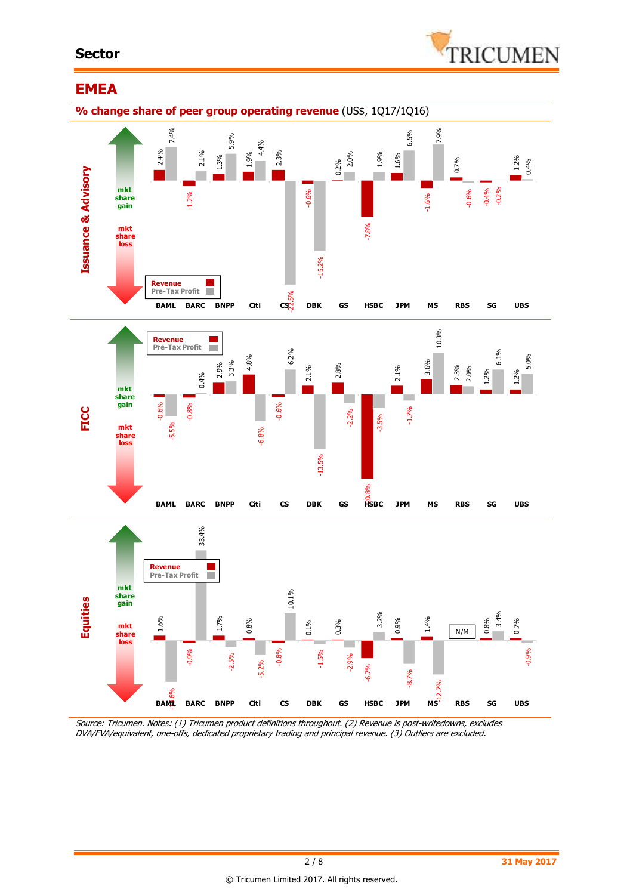## EMEA

**% change share of peer group operating revenue** (US$, 1Q17/1Q16)

### Issuance & Advisory

| | BAML | BARC | BNPP | Citi | CS | DBK | GS | HSBC | JPM | MS | RBS | SG | UBS |
|---|---|---|---|---|---|---|---|---|---|---|---|---|---|
| Revenue | 2.4% | -1.2% | 1.3% | 1.9% | 2.3% | -0.6% | 0.2% | -7.8% | 1.6% | -1.6% | 0.7% | -0.4% | 1.2% |
| Pre-Tax Profit | 7.4% | 2.1% | 5.9% | 4.4% | -22.5% | -15.2% | 2.0% | 1.9% | 6.5% | 7.9% | -0.6% | -0.2% | 0.4% |

### FICC

| | BAML | BARC | BNPP | Citi | CS | DBK | GS | HSBC | JPM | MS | RBS | SG | UBS |
|---|---|---|---|---|---|---|---|---|---|---|---|---|---|
| Revenue | -0.6% | -0.8% | 2.9% | 4.8% | -0.6% | 2.1% | 2.8% | -20.8% | 2.1% | 3.6% | 2.3% | 1.2% | 1.2% |
| Pre-Tax Profit | -5.5% | 0.4% | 3.3% | -6.8% | 6.2% | -13.5% | -2.2% | -3.5% | -1.7% | 10.3% | 2.0% | 6.1% | 5.0% |

### Equities

| | BAML | BARC | BNPP | Citi | CS | DBK | GS | HSBC | JPM | MS | RBS | SG | UBS |
|---|---|---|---|---|---|---|---|---|---|---|---|---|---|
| Revenue | 1.6% | -0.9% | 1.7% | 0.8% | -0.8% | 0.1% | 0.3% | -6.7% | 0.9% | 1.4% | N/M | 0.8% | 0.7% |
| Pre-Tax Profit | -15.6% | 33.4% | -2.5% | -5.2% | 10.1% | -1.5% | -2.9% | 3.2% | -8.7% | -12.7% | N/M | 3.4% | -0.9% |

*Source: Tricumen. Notes: (1) Tricumen product definitions throughout. (2) Revenue is post-writedowns, excludes DVA/FVA/equivalent, one-offs, dedicated proprietary trading and principal revenue. (3) Outliers are excluded.*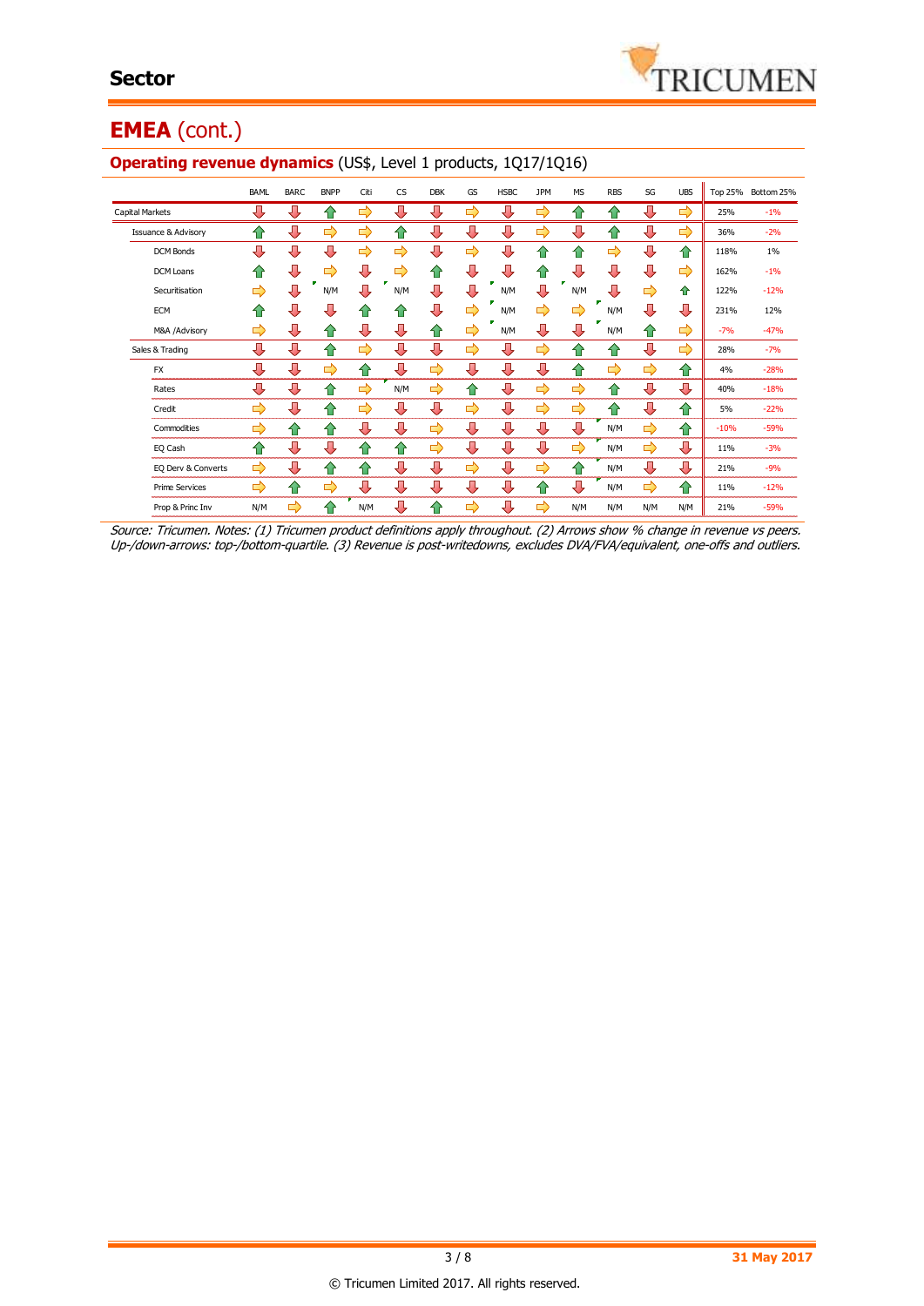# EMEA (cont.)

## Operating revenue dynamics (US$, Level 1 products, 1Q17/1Q16)

| | BAML | BARC | BNPP | Citi | CS | DBK | GS | HSBC | JPM | MS | RBS | SG | UBS | Top 25% | Bottom 25% |
|---|---|---|---|---|---|---|---|---|---|---|---|---|---|---|---|
| Capital Markets | ⇩ | ⇩ | ⇧ | ⇨ | ⇩ | ⇩ | ⇨ | ⇩ | ⇨ | ⇧ | ⇧ | ⇩ | ⇨ | 25% | -1% |
| Issuance & Advisory | ⇧ | ⇩ | ⇨ | ⇨ | ⇧ | ⇩ | ⇩ | ⇩ | ⇨ | ⇩ | ⇧ | ⇩ | ⇨ | 36% | -2% |
| DCM Bonds | ⇩ | ⇩ | ⇩ | ⇨ | ⇨ | ⇩ | ⇨ | ⇩ | ⇧ | ⇧ | ⇨ | ⇩ | ⇧ | 118% | 1% |
| DCM Loans | ⇧ | ⇩ | ⇨ | ⇩ | ⇨ | ⇧ | ⇩ | ⇩ | ⇧ | ⇩ | ⇩ | ⇩ | ⇨ | 162% | -1% |
| Securitisation | ⇨ | ⇩ | N/M | ⇩ | N/M | ⇩ | ⇩ | N/M | ⇩ | N/M | ⇩ | ⇨ | ⇧ | 122% | -12% |
| ECM | ⇧ | ⇩ | ⇩ | ⇧ | ⇧ | ⇩ | ⇨ | N/M | ⇨ | ⇨ | N/M | ⇩ | ⇩ | 231% | 12% |
| M&A /Advisory | ⇨ | ⇩ | ⇧ | ⇩ | ⇩ | ⇧ | ⇨ | N/M | ⇩ | ⇩ | N/M | ⇧ | ⇨ | -7% | -47% |
| Sales & Trading | ⇩ | ⇩ | ⇧ | ⇨ | ⇩ | ⇩ | ⇨ | ⇩ | ⇨ | ⇧ | ⇧ | ⇩ | ⇨ | 28% | -7% |
| FX | ⇩ | ⇩ | ⇨ | ⇧ | ⇩ | ⇨ | ⇩ | ⇩ | ⇩ | ⇧ | ⇨ | ⇨ | ⇧ | 4% | -28% |
| Rates | ⇩ | ⇩ | ⇧ | ⇨ | N/M | ⇨ | ⇧ | ⇩ | ⇨ | ⇨ | ⇧ | ⇩ | ⇩ | 40% | -18% |
| Credit | ⇨ | ⇩ | ⇧ | ⇨ | ⇩ | ⇩ | ⇨ | ⇩ | ⇨ | ⇨ | ⇧ | ⇩ | ⇧ | 5% | -22% |
| Commodities | ⇨ | ⇧ | ⇧ | ⇩ | ⇩ | ⇨ | ⇩ | ⇩ | ⇩ | ⇩ | N/M | ⇨ | ⇧ | -10% | -59% |
| EQ Cash | ⇧ | ⇩ | ⇩ | ⇧ | ⇧ | ⇨ | ⇩ | ⇩ | ⇩ | ⇨ | N/M | ⇨ | ⇩ | 11% | -3% |
| EQ Derv & Converts | ⇨ | ⇩ | ⇧ | ⇧ | ⇩ | ⇩ | ⇨ | ⇩ | ⇨ | ⇧ | N/M | ⇩ | ⇩ | 21% | -9% |
| Prime Services | ⇨ | ⇧ | ⇨ | ⇩ | ⇩ | ⇩ | ⇩ | ⇩ | ⇧ | ⇩ | N/M | ⇨ | ⇧ | 11% | -12% |
| Prop & Princ Inv | N/M | ⇨ | ⇧ | N/M | ⇩ | ⇧ | ⇨ | ⇩ | ⇨ | N/M | N/M | N/M | N/M | 21% | -59% |

*Source: Tricumen. Notes: (1) Tricumen product definitions apply throughout. (2) Arrows show % change in revenue vs peers. Up-/down-arrows: top-/bottom-quartile. (3) Revenue is post-writedowns, excludes DVA/FVA/equivalent, one-offs and outliers.*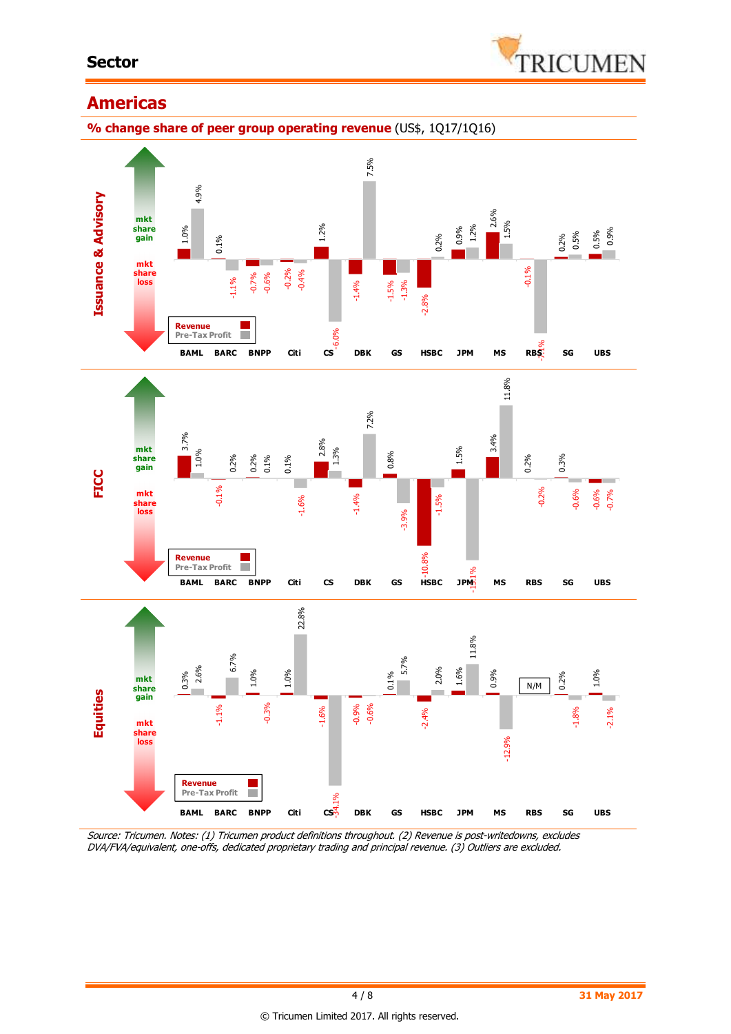## Sector

# Americas

**% change share of peer group operating revenue** (US$, 1Q17/1Q16)

**Issuance & Advisory**

| | BAML | BARC | BNPP | Citi | CS | DBK | GS | HSBC | JPM | MS | RBS | SG | UBS |
|---|---|---|---|---|---|---|---|---|---|---|---|---|---|
| Revenue | 1.0% | 0.1% | -0.7% | -0.2% | 1.2% | -1.4% | -1.5% | -2.8% | 0.9% | 2.6% | -0.1% | 0.2% | 0.5% |
| Pre-Tax Profit | 4.9% | -1.1% | -0.6% | -0.4% | -6.0% | 7.5% | -1.3% | 0.2% | 1.2% | 1.5% | -7.1% | 0.5% | 0.9% |

**FICC**

| | BAML | BARC | BNPP | Citi | CS | DBK | GS | HSBC | JPM | MS | RBS | SG | UBS |
|---|---|---|---|---|---|---|---|---|---|---|---|---|---|
| Revenue | 3.7% | -0.1% | 0.2% | 0.1% | 2.8% | -1.4% | 0.8% | -10.8% | 1.5% | 3.4% | 0.2% | 0.3% | -0.6% |
| Pre-Tax Profit | 1.0% | 0.2% | 0.1% | -1.6% | 1.3% | 7.2% | -3.9% | -1.5% | -15.1% | 11.8% | -0.2% | -0.6% | -0.7% |

**Equities**

| | BAML | BARC | BNPP | Citi | CS | DBK | GS | HSBC | JPM | MS | RBS | SG | UBS |
|---|---|---|---|---|---|---|---|---|---|---|---|---|---|
| Revenue | 0.3% | -1.1% | 1.0% | 1.0% | -1.6% | -0.9% | 0.1% | -2.4% | 1.6% | 0.9% | N/M | 0.2% | 1.0% |
| Pre-Tax Profit | 2.6% | 6.7% | -0.3% | 22.8% | -34.1% | -0.6% | 5.7% | 2.0% | 11.8% | -12.9% | N/M | -1.8% | -2.1% |

*Source: Tricumen. Notes: (1) Tricumen product definitions throughout. (2) Revenue is post-writedowns, excludes DVA/FVA/equivalent, one-offs, dedicated proprietary trading and principal revenue. (3) Outliers are excluded.*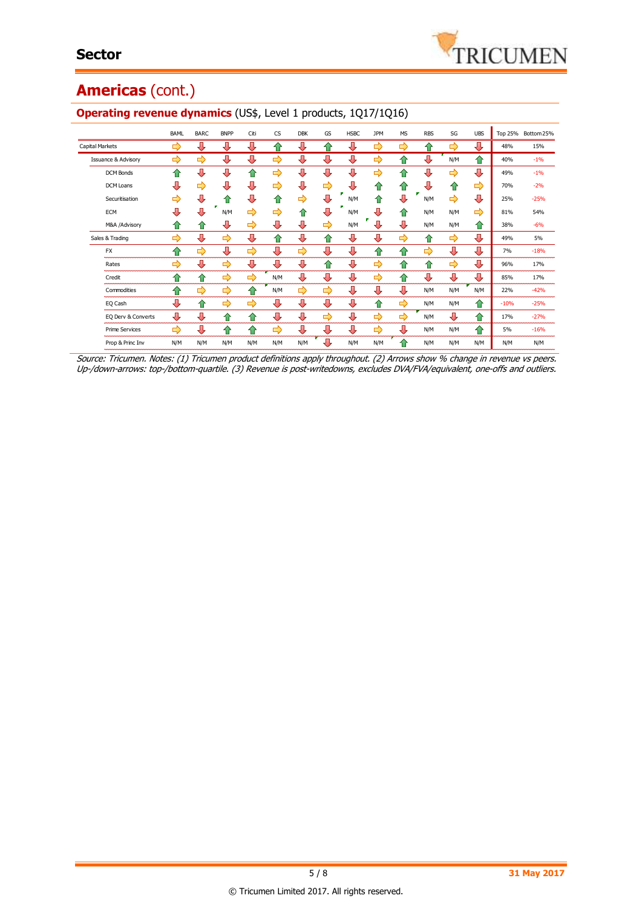## Americas (cont.)

### Operating revenue dynamics (US$, Level 1 products, 1Q17/1Q16)

| | BAML | BARC | BNPP | Citi | CS | DBK | GS | HSBC | JPM | MS | RBS | SG | UBS | Top 25% | Bottom 25% |
|---|---|---|---|---|---|---|---|---|---|---|---|---|---|---|---|
| Capital Markets | ⇨ | ⇩ | ⇩ | ⇩ | ⇧ | ⇩ | ⇧ | ⇩ | ⇨ | ⇨ | ⇧ | ⇨ | ⇩ | 48% | 15% |
| Issuance & Advisory | ⇨ | ⇨ | ⇩ | ⇩ | ⇨ | ⇩ | ⇩ | ⇩ | ⇨ | ⇧ | ⇩ | N/M | ⇧ | 40% | -1% |
| DCM Bonds | ⇧ | ⇩ | ⇩ | ⇧ | ⇨ | ⇩ | ⇩ | ⇩ | ⇨ | ⇧ | ⇩ | ⇨ | ⇩ | 49% | -1% |
| DCM Loans | ⇩ | ⇨ | ⇩ | ⇩ | ⇨ | ⇩ | ⇨ | ⇩ | ⇧ | ⇧ | ⇩ | ⇧ | ⇨ | 70% | -2% |
| Securitisation | ⇨ | ⇩ | ⇧ | ⇩ | ⇧ | ⇨ | ⇩ | N/M | ⇧ | ⇩ | N/M | ⇨ | ⇩ | 25% | -25% |
| ECM | ⇩ | ⇩ | N/M | ⇨ | ⇨ | ⇧ | ⇩ | N/M | ⇩ | ⇧ | N/M | N/M | ⇨ | 81% | 54% |
| M&A /Advisory | ⇧ | ⇧ | ⇩ | ⇨ | ⇩ | ⇩ | ⇨ | N/M | ⇩ | ⇩ | N/M | N/M | ⇧ | 38% | -6% |
| Sales & Trading | ⇨ | ⇩ | ⇨ | ⇩ | ⇧ | ⇩ | ⇧ | ⇩ | ⇩ | ⇨ | ⇧ | ⇨ | ⇩ | 49% | 5% |
| FX | ⇧ | ⇨ | ⇩ | ⇨ | ⇩ | ⇨ | ⇩ | ⇩ | ⇧ | ⇧ | ⇨ | ⇩ | ⇩ | 7% | -18% |
| Rates | ⇨ | ⇩ | ⇨ | ⇩ | ⇩ | ⇩ | ⇧ | ⇩ | ⇨ | ⇧ | ⇧ | ⇨ | ⇩ | 96% | 17% |
| Credit | ⇧ | ⇧ | ⇨ | ⇨ | N/M | ⇩ | ⇩ | ⇩ | ⇨ | ⇧ | ⇩ | ⇩ | ⇩ | 85% | 17% |
| Commodities | ⇧ | ⇨ | ⇨ | ⇧ | N/M | ⇨ | ⇨ | ⇩ | ⇩ | ⇩ | N/M | N/M | N/M | 22% | -42% |
| EQ Cash | ⇩ | ⇧ | ⇨ | ⇨ | ⇩ | ⇩ | ⇩ | ⇩ | ⇧ | ⇨ | N/M | N/M | ⇧ | -10% | -25% |
| EQ Derv & Converts | ⇩ | ⇩ | ⇧ | ⇧ | ⇩ | ⇩ | ⇨ | ⇩ | ⇨ | ⇨ | N/M | ⇩ | ⇧ | 17% | -27% |
| Prime Services | ⇨ | ⇩ | ⇧ | ⇧ | ⇨ | ⇩ | ⇩ | ⇩ | ⇨ | ⇩ | N/M | N/M | ⇧ | 5% | -16% |
| Prop & Princ Inv | N/M | N/M | N/M | N/M | N/M | N/M | ⇩ | N/M | N/M | ⇧ | N/M | N/M | N/M | N/M | N/M |

*Source: Tricumen. Notes: (1) Tricumen product definitions apply throughout. (2) Arrows show % change in revenue vs peers. Up-/down-arrows: top-/bottom-quartile. (3) Revenue is post-writedowns, excludes DVA/FVA/equivalent, one-offs and outliers.*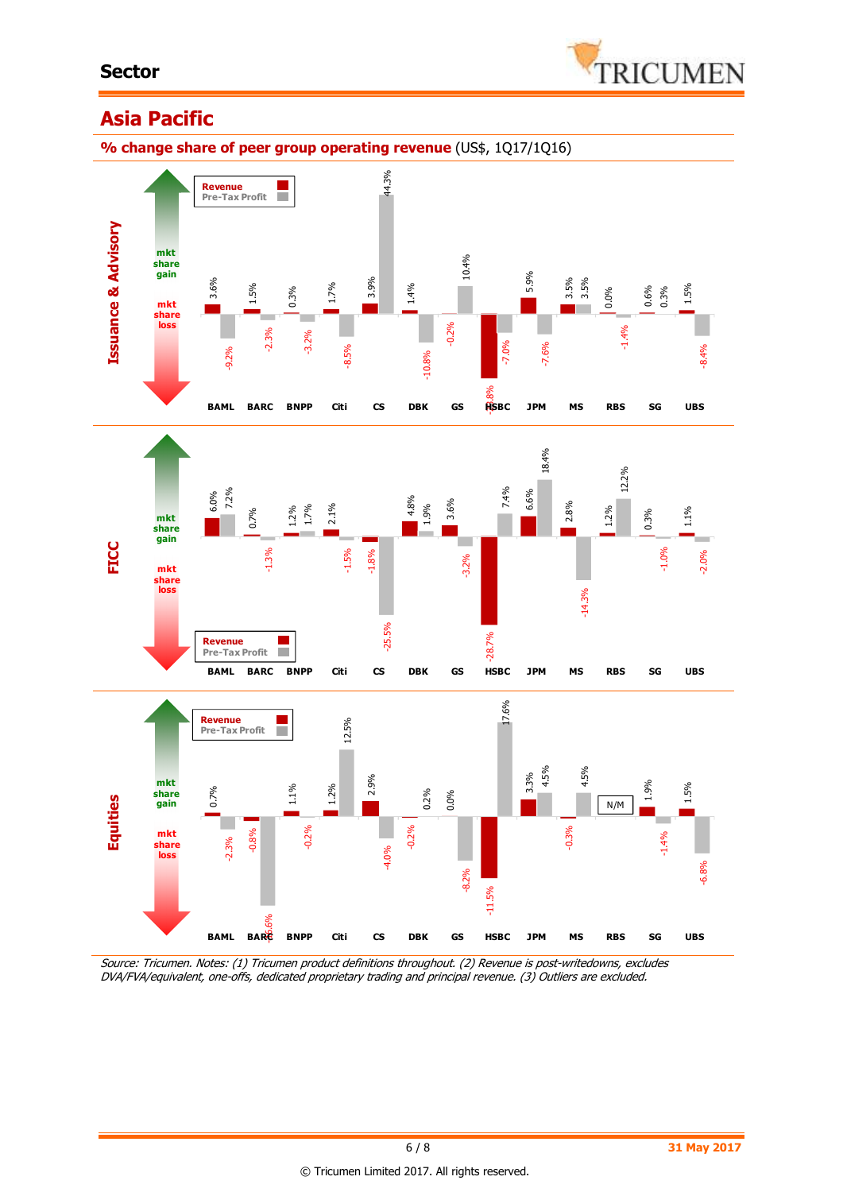# Sector

## Asia Pacific

**% change share of peer group operating revenue** (US$, 1Q17/1Q16)

Positive values indicate mkt share gain; negative values indicate mkt share loss.

### Issuance & Advisory

| | BAML | BARC | BNPP | Citi | CS | DBK | GS | HSBC | JPM | MS | RBS | SG | UBS |
|---|---|---|---|---|---|---|---|---|---|---|---|---|---|
| Revenue | 3.6% | 1.5% | 0.3% | 1.7% | 3.9% | 1.4% | -0.2% | -23.8% | 5.9% | 3.5% | 0.0% | 0.6% | 1.5% |
| Pre-Tax Profit | -9.2% | -2.3% | -3.2% | -8.5% | 44.3% | -10.8% | 10.4% | -7.0% | -7.6% | 3.5% | -1.4% | 0.3% | -8.4% |

### FICC

| | BAML | BARC | BNPP | Citi | CS | DBK | GS | HSBC | JPM | MS | RBS | SG | UBS |
|---|---|---|---|---|---|---|---|---|---|---|---|---|---|
| Revenue | 6.0% | 0.7% | 1.2% | 2.1% | -1.8% | 4.8% | 3.6% | -28.7% | 6.6% | 2.8% | 1.2% | 0.3% | 1.1% |
| Pre-Tax Profit | 7.2% | -1.3% | 1.7% | -1.5% | -25.5% | 1.9% | -3.2% | 7.4% | 18.4% | -14.3% | 12.2% | -1.0% | -2.0% |

### Equities

| | BAML | BARC | BNPP | Citi | CS | DBK | GS | HSBC | JPM | MS | RBS | SG | UBS |
|---|---|---|---|---|---|---|---|---|---|---|---|---|---|
| Revenue | 0.7% | -0.8% | 1.1% | 1.2% | 2.9% | -0.2% | 0.0% | -11.5% | 3.3% | -0.3% | N/M | 1.9% | 1.5% |
| Pre-Tax Profit | -2.3% | -16.6% | -0.2% | 12.5% | -4.0% | 0.2% | -8.2% | 17.6% | 4.5% | 4.5% | N/M | -1.4% | -6.8% |

*Source: Tricumen. Notes: (1) Tricumen product definitions throughout. (2) Revenue is post-writedowns, excludes DVA/FVA/equivalent, one-offs, dedicated proprietary trading and principal revenue. (3) Outliers are excluded.*

31 May 2017

© Tricumen Limited 2017. All rights reserved.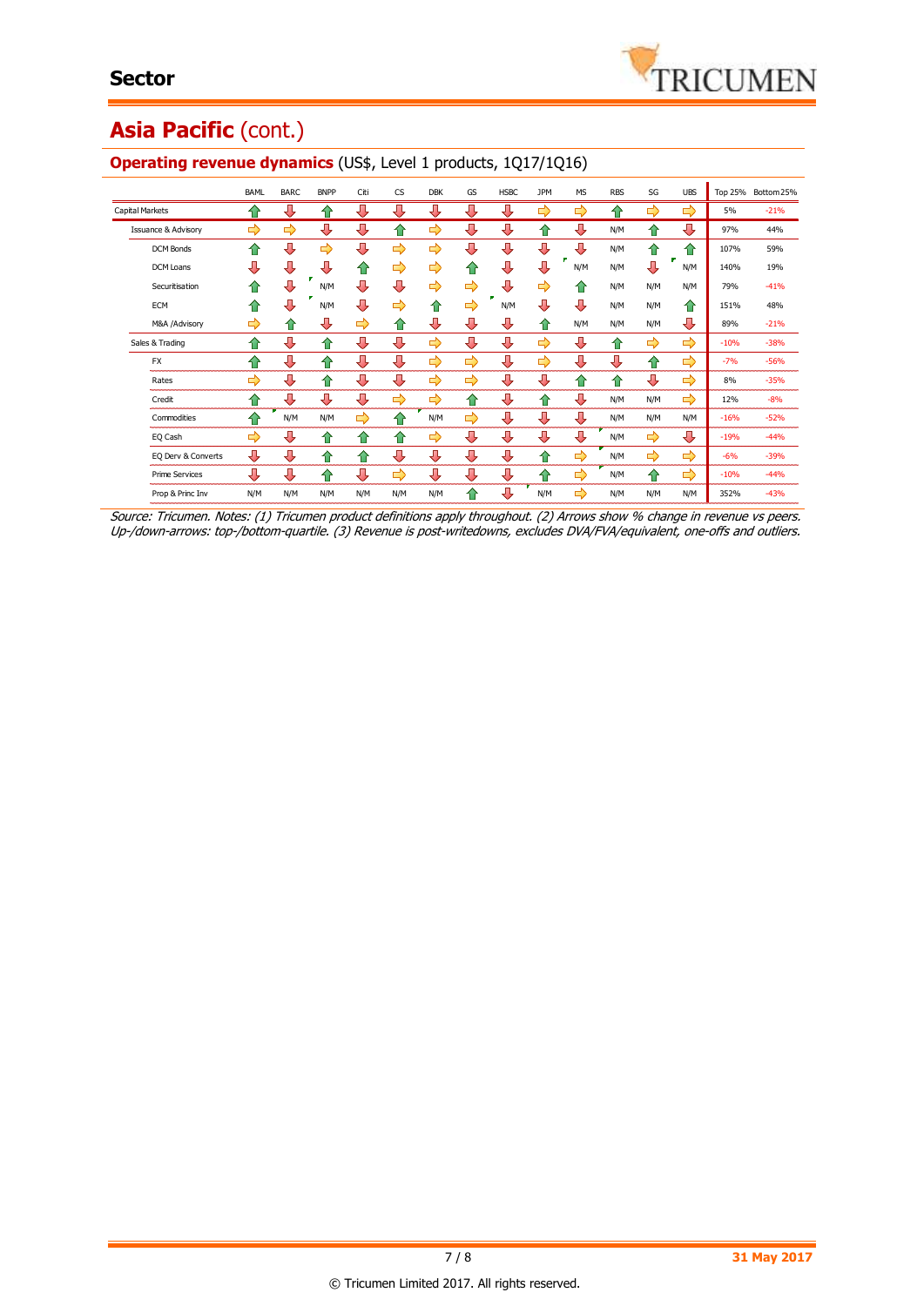# Asia Pacific (cont.)

## Operating revenue dynamics (US$, Level 1 products, 1Q17/1Q16)

| | BAML | BARC | BNPP | Citi | CS | DBK | GS | HSBC | JPM | MS | RBS | SG | UBS | Top 25% | Bottom 25% |
|---|---|---|---|---|---|---|---|---|---|---|---|---|---|---|---|
| Capital Markets | ⇧ | ⇩ | ⇧ | ⇩ | ⇩ | ⇩ | ⇩ | ⇩ | ⇨ | ⇨ | ⇧ | ⇨ | ⇨ | 5% | -21% |
| Issuance & Advisory | ⇨ | ⇨ | ⇩ | ⇩ | ⇧ | ⇨ | ⇩ | ⇩ | ⇧ | ⇩ | N/M | ⇧ | ⇩ | 97% | 44% |
| DCM Bonds | ⇧ | ⇩ | ⇨ | ⇩ | ⇨ | ⇨ | ⇩ | ⇩ | ⇩ | ⇩ | N/M | ⇧ | ⇧ | 107% | 59% |
| DCM Loans | ⇩ | ⇩ | ⇩ | ⇧ | ⇨ | ⇨ | ⇧ | ⇩ | ⇩ | N/M | N/M | ⇩ | N/M | 140% | 19% |
| Securitisation | ⇧ | ⇩ | N/M | ⇩ | ⇩ | ⇨ | ⇨ | ⇩ | ⇨ | ⇧ | N/M | N/M | N/M | 79% | -41% |
| ECM | ⇧ | ⇩ | N/M | ⇩ | ⇨ | ⇧ | ⇨ | N/M | ⇩ | ⇩ | N/M | N/M | ⇧ | 151% | 48% |
| M&A /Advisory | ⇨ | ⇧ | ⇩ | ⇨ | ⇧ | ⇩ | ⇩ | ⇩ | ⇧ | N/M | N/M | N/M | ⇩ | 89% | -21% |
| Sales & Trading | ⇧ | ⇩ | ⇧ | ⇩ | ⇩ | ⇨ | ⇩ | ⇩ | ⇨ | ⇩ | ⇧ | ⇨ | ⇨ | -10% | -38% |
| FX | ⇧ | ⇩ | ⇧ | ⇩ | ⇩ | ⇨ | ⇨ | ⇩ | ⇨ | ⇩ | ⇩ | ⇧ | ⇨ | -7% | -56% |
| Rates | ⇨ | ⇩ | ⇧ | ⇩ | ⇩ | ⇨ | ⇨ | ⇩ | ⇩ | ⇧ | ⇧ | ⇩ | ⇨ | 8% | -35% |
| Credit | ⇧ | ⇩ | ⇩ | ⇩ | ⇨ | ⇨ | ⇧ | ⇩ | ⇧ | ⇩ | N/M | N/M | ⇨ | 12% | -8% |
| Commodities | ⇧ | N/M | N/M | ⇨ | ⇧ | N/M | ⇨ | ⇩ | ⇩ | ⇩ | N/M | N/M | N/M | -16% | -52% |
| EQ Cash | ⇨ | ⇩ | ⇧ | ⇧ | ⇧ | ⇨ | ⇩ | ⇩ | ⇩ | ⇩ | N/M | ⇨ | ⇩ | -19% | -44% |
| EQ Derv & Converts | ⇩ | ⇩ | ⇧ | ⇧ | ⇩ | ⇩ | ⇩ | ⇩ | ⇧ | ⇨ | N/M | ⇨ | ⇨ | -6% | -39% |
| Prime Services | ⇩ | ⇩ | ⇧ | ⇩ | ⇨ | ⇩ | ⇩ | ⇩ | ⇧ | ⇨ | N/M | ⇧ | ⇨ | -10% | -44% |
| Prop & Princ Inv | N/M | N/M | N/M | N/M | N/M | N/M | ⇧ | ⇩ | N/M | ⇨ | N/M | N/M | N/M | 352% | -43% |

*Source: Tricumen. Notes: (1) Tricumen product definitions apply throughout. (2) Arrows show % change in revenue vs peers. Up-/down-arrows: top-/bottom-quartile. (3) Revenue is post-writedowns, excludes DVA/FVA/equivalent, one-offs and outliers.*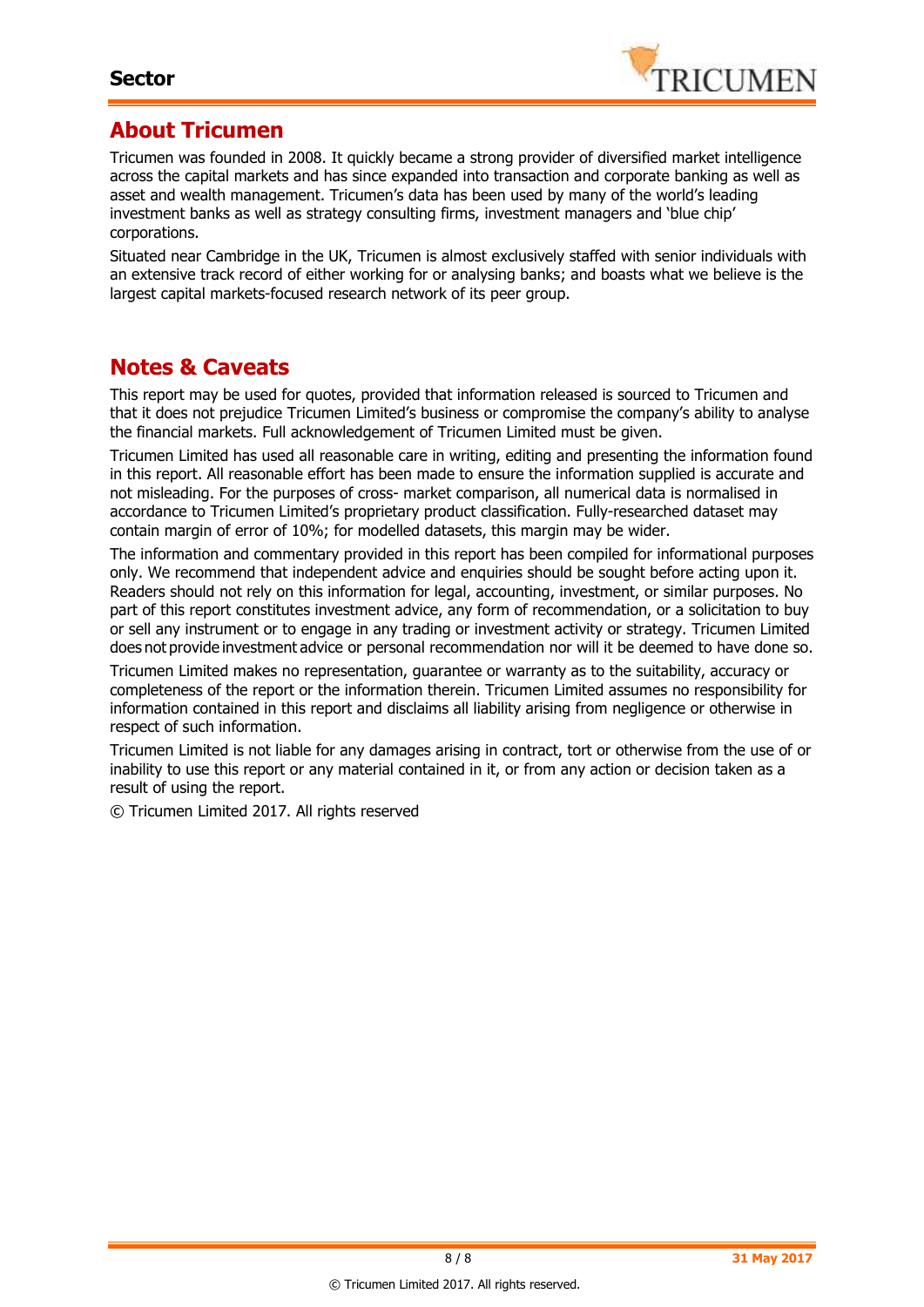## About Tricumen

Tricumen was founded in 2008. It quickly became a strong provider of diversified market intelligence across the capital markets and has since expanded into transaction and corporate banking as well as asset and wealth management. Tricumen's data has been used by many of the world's leading investment banks as well as strategy consulting firms, investment managers and 'blue chip' corporations.

Situated near Cambridge in the UK, Tricumen is almost exclusively staffed with senior individuals with an extensive track record of either working for or analysing banks; and boasts what we believe is the largest capital markets-focused research network of its peer group.

## Notes & Caveats

This report may be used for quotes, provided that information released is sourced to Tricumen and that it does not prejudice Tricumen Limited's business or compromise the company's ability to analyse the financial markets. Full acknowledgement of Tricumen Limited must be given.

Tricumen Limited has used all reasonable care in writing, editing and presenting the information found in this report. All reasonable effort has been made to ensure the information supplied is accurate and not misleading. For the purposes of cross- market comparison, all numerical data is normalised in accordance to Tricumen Limited's proprietary product classification. Fully-researched dataset may contain margin of error of 10%; for modelled datasets, this margin may be wider.

The information and commentary provided in this report has been compiled for informational purposes only. We recommend that independent advice and enquiries should be sought before acting upon it. Readers should not rely on this information for legal, accounting, investment, or similar purposes. No part of this report constitutes investment advice, any form of recommendation, or a solicitation to buy or sell any instrument or to engage in any trading or investment activity or strategy. Tricumen Limited does not provide investment advice or personal recommendation nor will it be deemed to have done so.

Tricumen Limited makes no representation, guarantee or warranty as to the suitability, accuracy or completeness of the report or the information therein. Tricumen Limited assumes no responsibility for information contained in this report and disclaims all liability arising from negligence or otherwise in respect of such information.

Tricumen Limited is not liable for any damages arising in contract, tort or otherwise from the use of or inability to use this report or any material contained in it, or from any action or decision taken as a result of using the report.

© Tricumen Limited 2017. All rights reserved